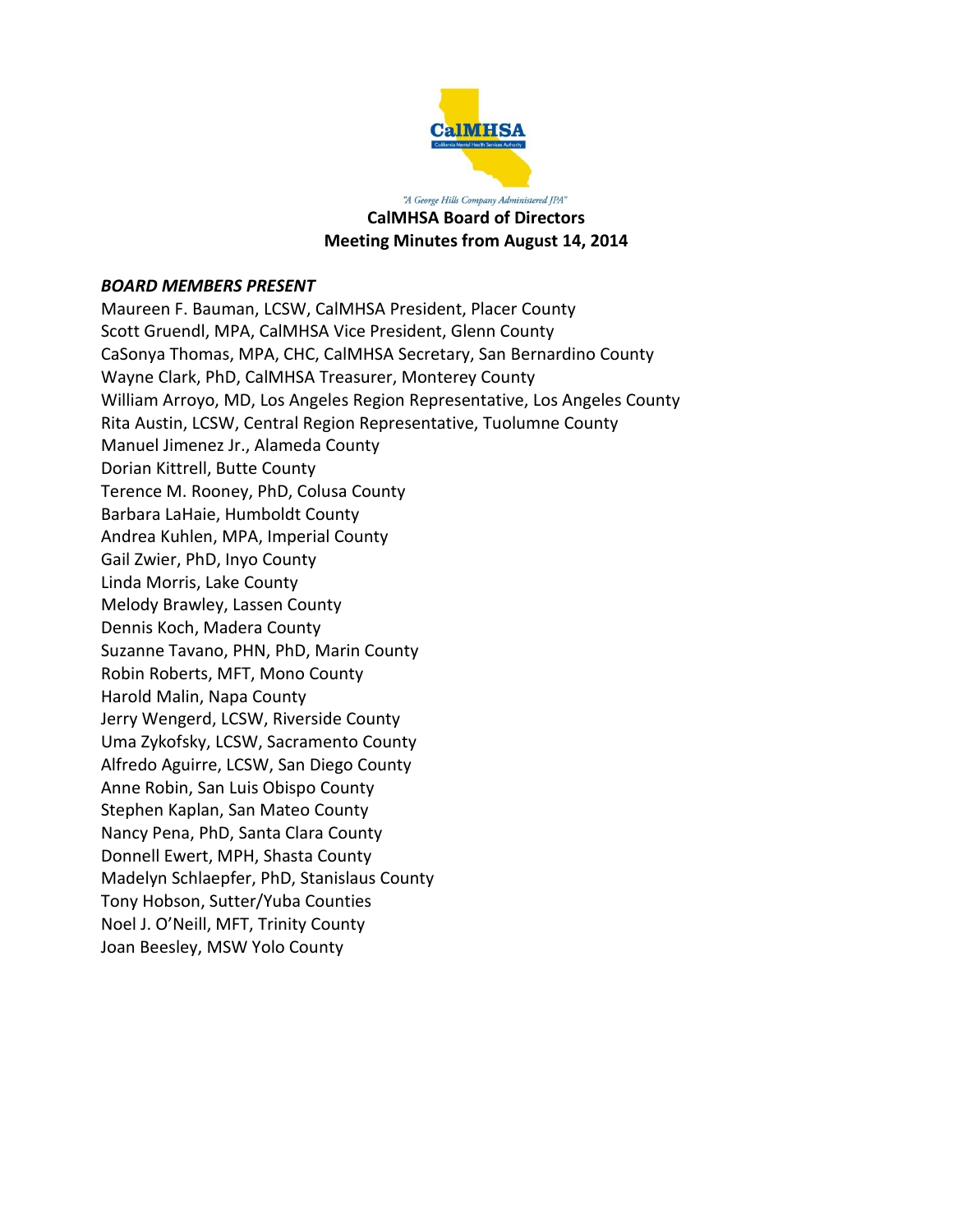*"A George Hills Company Administered JPA"*

**CalMHSA Board of Directors**
**Meeting Minutes from August 14, 2014**

***BOARD MEMBERS PRESENT***

Maureen F. Bauman, LCSW, CalMHSA President, Placer County
Scott Gruendl, MPA, CalMHSA Vice President, Glenn County
CaSonya Thomas, MPA, CHC, CalMHSA Secretary, San Bernardino County
Wayne Clark, PhD, CalMHSA Treasurer, Monterey County
William Arroyo, MD, Los Angeles Region Representative, Los Angeles County
Rita Austin, LCSW, Central Region Representative, Tuolumne County
Manuel Jimenez Jr., Alameda County
Dorian Kittrell, Butte County
Terence M. Rooney, PhD, Colusa County
Barbara LaHaie, Humboldt County
Andrea Kuhlen, MPA, Imperial County
Gail Zwier, PhD, Inyo County
Linda Morris, Lake County
Melody Brawley, Lassen County
Dennis Koch, Madera County
Suzanne Tavano, PHN, PhD, Marin County
Robin Roberts, MFT, Mono County
Harold Malin, Napa County
Jerry Wengerd, LCSW, Riverside County
Uma Zykofsky, LCSW, Sacramento County
Alfredo Aguirre, LCSW, San Diego County
Anne Robin, San Luis Obispo County
Stephen Kaplan, San Mateo County
Nancy Pena, PhD, Santa Clara County
Donnell Ewert, MPH, Shasta County
Madelyn Schlaepfer, PhD, Stanislaus County
Tony Hobson, Sutter/Yuba Counties
Noel J. O'Neill, MFT, Trinity County
Joan Beesley, MSW Yolo County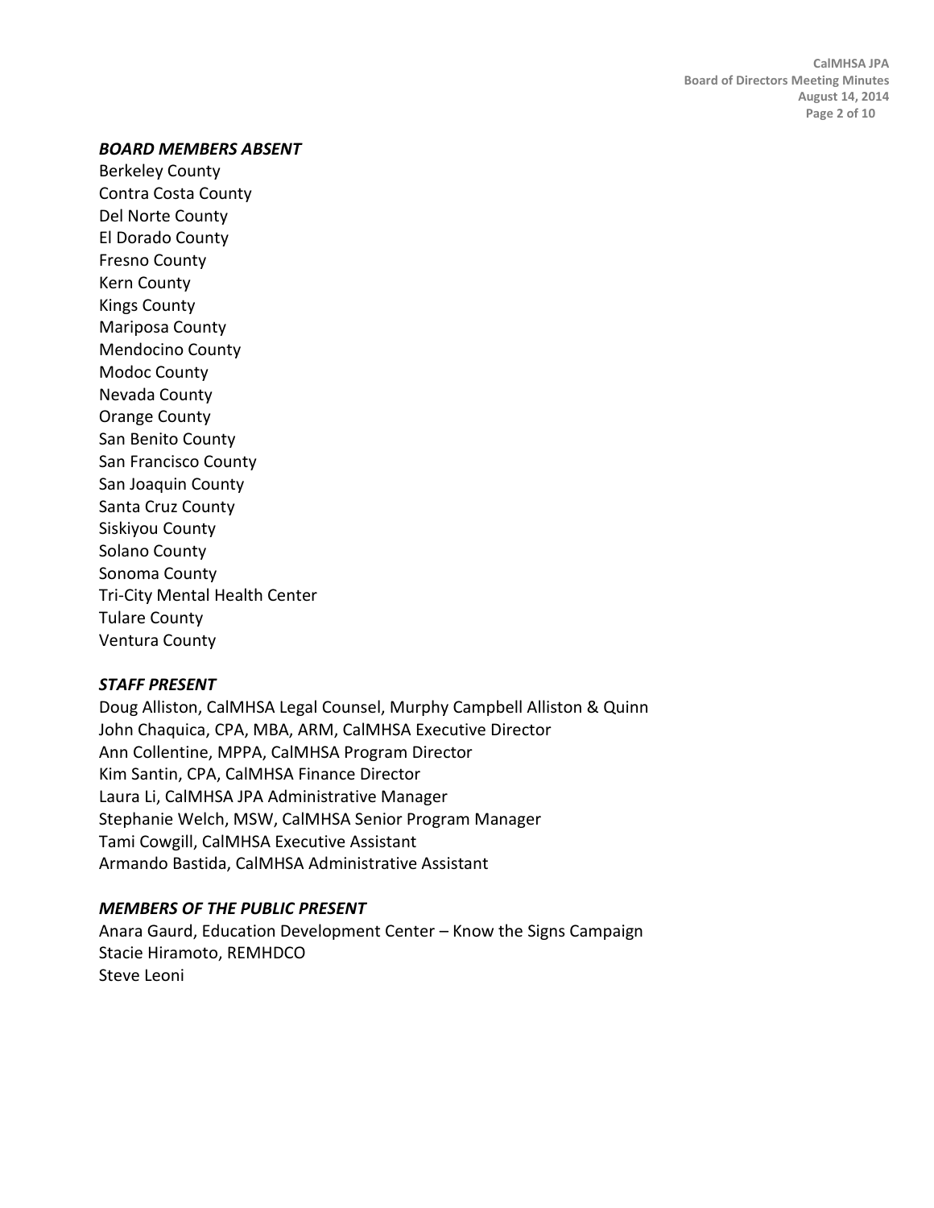***BOARD MEMBERS ABSENT***

Berkeley County
Contra Costa County
Del Norte County
El Dorado County
Fresno County
Kern County
Kings County
Mariposa County
Mendocino County
Modoc County
Nevada County
Orange County
San Benito County
San Francisco County
San Joaquin County
Santa Cruz County
Siskiyou County
Solano County
Sonoma County
Tri-City Mental Health Center
Tulare County
Ventura County

***STAFF PRESENT***

Doug Alliston, CalMHSA Legal Counsel, Murphy Campbell Alliston & Quinn
John Chaquica, CPA, MBA, ARM, CalMHSA Executive Director
Ann Collentine, MPPA, CalMHSA Program Director
Kim Santin, CPA, CalMHSA Finance Director
Laura Li, CalMHSA JPA Administrative Manager
Stephanie Welch, MSW, CalMHSA Senior Program Manager
Tami Cowgill, CalMHSA Executive Assistant
Armando Bastida, CalMHSA Administrative Assistant

***MEMBERS OF THE PUBLIC PRESENT***

Anara Gaurd, Education Development Center – Know the Signs Campaign
Stacie Hiramoto, REMHDCO
Steve Leoni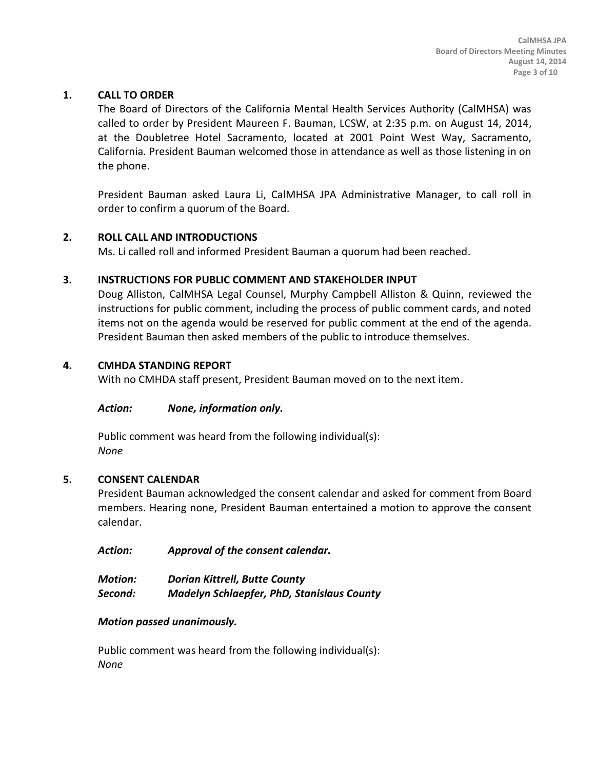## 1. CALL TO ORDER

The Board of Directors of the California Mental Health Services Authority (CalMHSA) was called to order by President Maureen F. Bauman, LCSW, at 2:35 p.m. on August 14, 2014, at the Doubletree Hotel Sacramento, located at 2001 Point West Way, Sacramento, California. President Bauman welcomed those in attendance as well as those listening in on the phone.

President Bauman asked Laura Li, CalMHSA JPA Administrative Manager, to call roll in order to confirm a quorum of the Board.

## 2. ROLL CALL AND INTRODUCTIONS

Ms. Li called roll and informed President Bauman a quorum had been reached.

## 3. INSTRUCTIONS FOR PUBLIC COMMENT AND STAKEHOLDER INPUT

Doug Alliston, CalMHSA Legal Counsel, Murphy Campbell Alliston & Quinn, reviewed the instructions for public comment, including the process of public comment cards, and noted items not on the agenda would be reserved for public comment at the end of the agenda. President Bauman then asked members of the public to introduce themselves.

## 4. CMHDA STANDING REPORT

With no CMHDA staff present, President Bauman moved on to the next item.

***Action:*** ***None, information only.***

Public comment was heard from the following individual(s):
*None*

## 5. CONSENT CALENDAR

President Bauman acknowledged the consent calendar and asked for comment from Board members. Hearing none, President Bauman entertained a motion to approve the consent calendar.

***Action:*** ***Approval of the consent calendar.***

***Motion:*** ***Dorian Kittrell, Butte County***
***Second:*** ***Madelyn Schlaepfer, PhD, Stanislaus County***

***Motion passed unanimously.***

Public comment was heard from the following individual(s):
*None*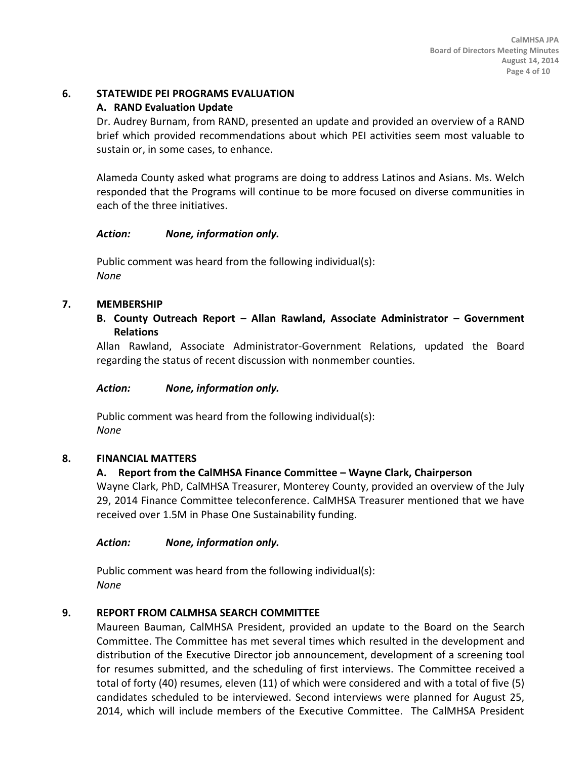## 6. STATEWIDE PEI PROGRAMS EVALUATION

### A. RAND Evaluation Update

Dr. Audrey Burnam, from RAND, presented an update and provided an overview of a RAND brief which provided recommendations about which PEI activities seem most valuable to sustain or, in some cases, to enhance.

Alameda County asked what programs are doing to address Latinos and Asians. Ms. Welch responded that the Programs will continue to be more focused on diverse communities in each of the three initiatives.

***Action: None, information only.***

Public comment was heard from the following individual(s):
*None*

## 7. MEMBERSHIP

### B. County Outreach Report – Allan Rawland, Associate Administrator – Government Relations

Allan Rawland, Associate Administrator-Government Relations, updated the Board regarding the status of recent discussion with nonmember counties.

***Action: None, information only.***

Public comment was heard from the following individual(s):
*None*

## 8. FINANCIAL MATTERS

### A. Report from the CalMHSA Finance Committee – Wayne Clark, Chairperson

Wayne Clark, PhD, CalMHSA Treasurer, Monterey County, provided an overview of the July 29, 2014 Finance Committee teleconference. CalMHSA Treasurer mentioned that we have received over 1.5M in Phase One Sustainability funding.

***Action: None, information only.***

Public comment was heard from the following individual(s):
*None*

## 9. REPORT FROM CALMHSA SEARCH COMMITTEE

Maureen Bauman, CalMHSA President, provided an update to the Board on the Search Committee. The Committee has met several times which resulted in the development and distribution of the Executive Director job announcement, development of a screening tool for resumes submitted, and the scheduling of first interviews. The Committee received a total of forty (40) resumes, eleven (11) of which were considered and with a total of five (5) candidates scheduled to be interviewed. Second interviews were planned for August 25, 2014, which will include members of the Executive Committee. The CalMHSA President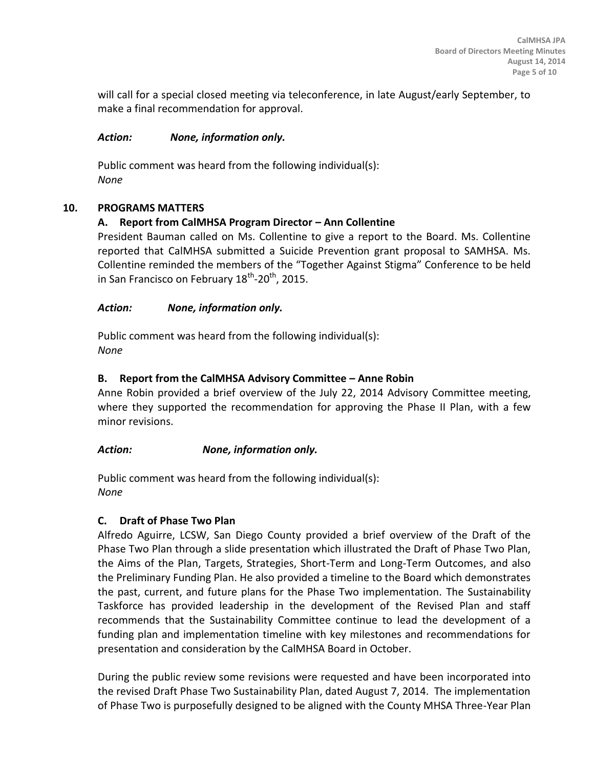will call for a special closed meeting via teleconference, in late August/early September, to make a final recommendation for approval.

***Action: None, information only.***

Public comment was heard from the following individual(s):
*None*

## 10. PROGRAMS MATTERS

### A. Report from CalMHSA Program Director – Ann Collentine

President Bauman called on Ms. Collentine to give a report to the Board. Ms. Collentine reported that CalMHSA submitted a Suicide Prevention grant proposal to SAMHSA. Ms. Collentine reminded the members of the "Together Against Stigma" Conference to be held in San Francisco on February 18th-20th, 2015.

***Action: None, information only.***

Public comment was heard from the following individual(s):
*None*

### B. Report from the CalMHSA Advisory Committee – Anne Robin

Anne Robin provided a brief overview of the July 22, 2014 Advisory Committee meeting, where they supported the recommendation for approving the Phase II Plan, with a few minor revisions.

***Action: None, information only.***

Public comment was heard from the following individual(s):
*None*

### C. Draft of Phase Two Plan

Alfredo Aguirre, LCSW, San Diego County provided a brief overview of the Draft of the Phase Two Plan through a slide presentation which illustrated the Draft of Phase Two Plan, the Aims of the Plan, Targets, Strategies, Short-Term and Long-Term Outcomes, and also the Preliminary Funding Plan. He also provided a timeline to the Board which demonstrates the past, current, and future plans for the Phase Two implementation. The Sustainability Taskforce has provided leadership in the development of the Revised Plan and staff recommends that the Sustainability Committee continue to lead the development of a funding plan and implementation timeline with key milestones and recommendations for presentation and consideration by the CalMHSA Board in October.

During the public review some revisions were requested and have been incorporated into the revised Draft Phase Two Sustainability Plan, dated August 7, 2014. The implementation of Phase Two is purposefully designed to be aligned with the County MHSA Three-Year Plan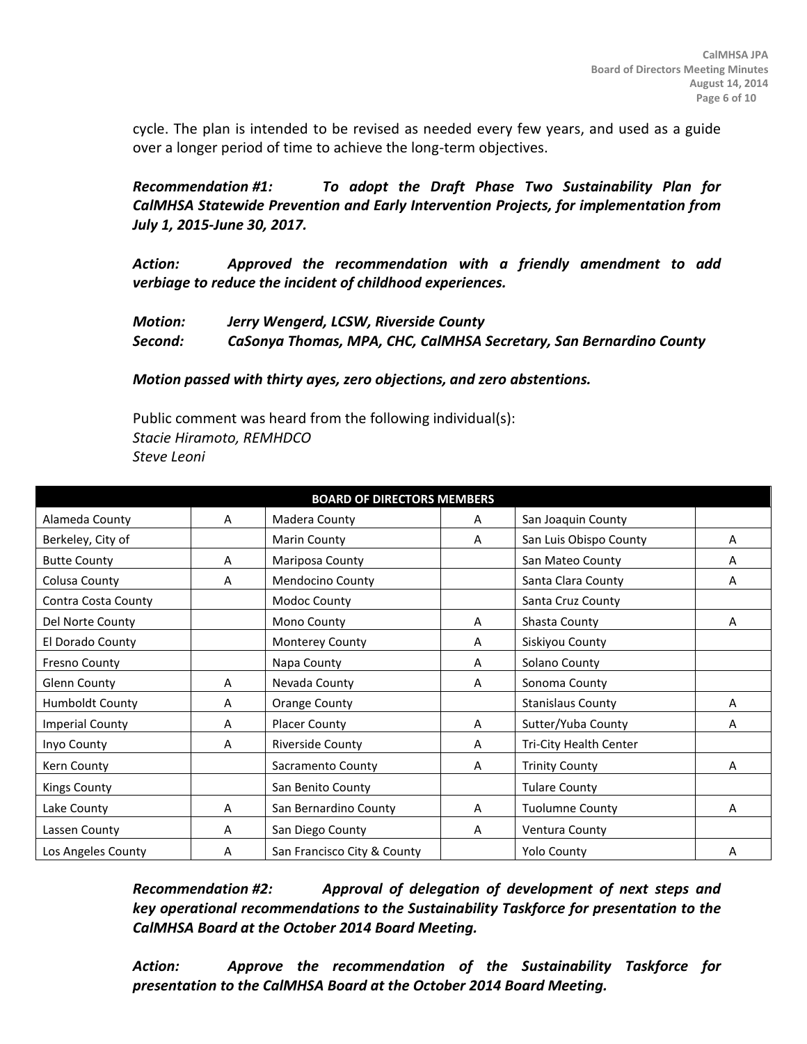cycle. The plan is intended to be revised as needed every few years, and used as a guide over a longer period of time to achieve the long-term objectives.

***Recommendation #1:*** ***To adopt the Draft Phase Two Sustainability Plan for CalMHSA Statewide Prevention and Early Intervention Projects, for implementation from July 1, 2015-June 30, 2017.***

***Action:*** ***Approved the recommendation with a friendly amendment to add verbiage to reduce the incident of childhood experiences.***

***Motion:*** ***Jerry Wengerd, LCSW, Riverside County***
***Second:*** ***CaSonya Thomas, MPA, CHC, CalMHSA Secretary, San Bernardino County***

***Motion passed with thirty ayes, zero objections, and zero abstentions.***

Public comment was heard from the following individual(s):
*Stacie Hiramoto, REMHDCO*
*Steve Leoni*

| BOARD OF DIRECTORS MEMBERS | | | | | |
|---|---|---|---|---|---|
| Alameda County | A | Madera County | A | San Joaquin County | |
| Berkeley, City of | | Marin County | A | San Luis Obispo County | A |
| Butte County | A | Mariposa County | | San Mateo County | A |
| Colusa County | A | Mendocino County | | Santa Clara County | A |
| Contra Costa County | | Modoc County | | Santa Cruz County | |
| Del Norte County | | Mono County | A | Shasta County | A |
| El Dorado County | | Monterey County | A | Siskiyou County | |
| Fresno County | | Napa County | A | Solano County | |
| Glenn County | A | Nevada County | A | Sonoma County | |
| Humboldt County | A | Orange County | | Stanislaus County | A |
| Imperial County | A | Placer County | A | Sutter/Yuba County | A |
| Inyo County | A | Riverside County | A | Tri-City Health Center | |
| Kern County | | Sacramento County | A | Trinity County | A |
| Kings County | | San Benito County | | Tulare County | |
| Lake County | A | San Bernardino County | A | Tuolumne County | A |
| Lassen County | A | San Diego County | A | Ventura County | |
| Los Angeles County | A | San Francisco City & County | | Yolo County | A |

***Recommendation #2:*** ***Approval of delegation of development of next steps and key operational recommendations to the Sustainability Taskforce for presentation to the CalMHSA Board at the October 2014 Board Meeting.***

***Action:*** ***Approve the recommendation of the Sustainability Taskforce for presentation to the CalMHSA Board at the October 2014 Board Meeting.***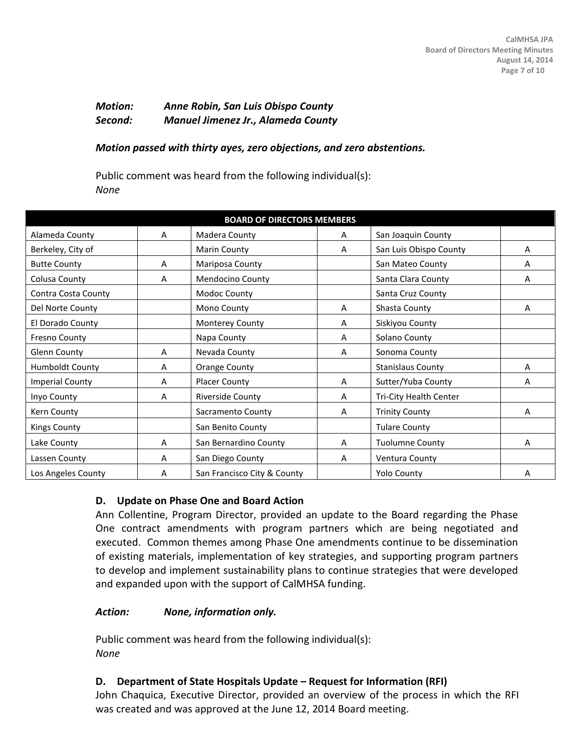***Motion:*** ***Anne Robin, San Luis Obispo County***
***Second:*** ***Manuel Jimenez Jr., Alameda County***

***Motion passed with thirty ayes, zero objections, and zero abstentions.***

Public comment was heard from the following individual(s):
*None*

| BOARD OF DIRECTORS MEMBERS | | | | | |
|---|---|---|---|---|---|
| Alameda County | A | Madera County | A | San Joaquin County | |
| Berkeley, City of | | Marin County | A | San Luis Obispo County | A |
| Butte County | A | Mariposa County | | San Mateo County | A |
| Colusa County | A | Mendocino County | | Santa Clara County | A |
| Contra Costa County | | Modoc County | | Santa Cruz County | |
| Del Norte County | | Mono County | A | Shasta County | A |
| El Dorado County | | Monterey County | A | Siskiyou County | |
| Fresno County | | Napa County | A | Solano County | |
| Glenn County | A | Nevada County | A | Sonoma County | |
| Humboldt County | A | Orange County | | Stanislaus County | A |
| Imperial County | A | Placer County | A | Sutter/Yuba County | A |
| Inyo County | A | Riverside County | A | Tri-City Health Center | |
| Kern County | | Sacramento County | A | Trinity County | A |
| Kings County | | San Benito County | | Tulare County | |
| Lake County | A | San Bernardino County | A | Tuolumne County | A |
| Lassen County | A | San Diego County | A | Ventura County | |
| Los Angeles County | A | San Francisco City & County | | Yolo County | A |

### D. Update on Phase One and Board Action

Ann Collentine, Program Director, provided an update to the Board regarding the Phase One contract amendments with program partners which are being negotiated and executed. Common themes among Phase One amendments continue to be dissemination of existing materials, implementation of key strategies, and supporting program partners to develop and implement sustainability plans to continue strategies that were developed and expanded upon with the support of CalMHSA funding.

***Action:*** ***None, information only.***

Public comment was heard from the following individual(s):
*None*

### D. Department of State Hospitals Update – Request for Information (RFI)

John Chaquica, Executive Director, provided an overview of the process in which the RFI was created and was approved at the June 12, 2014 Board meeting.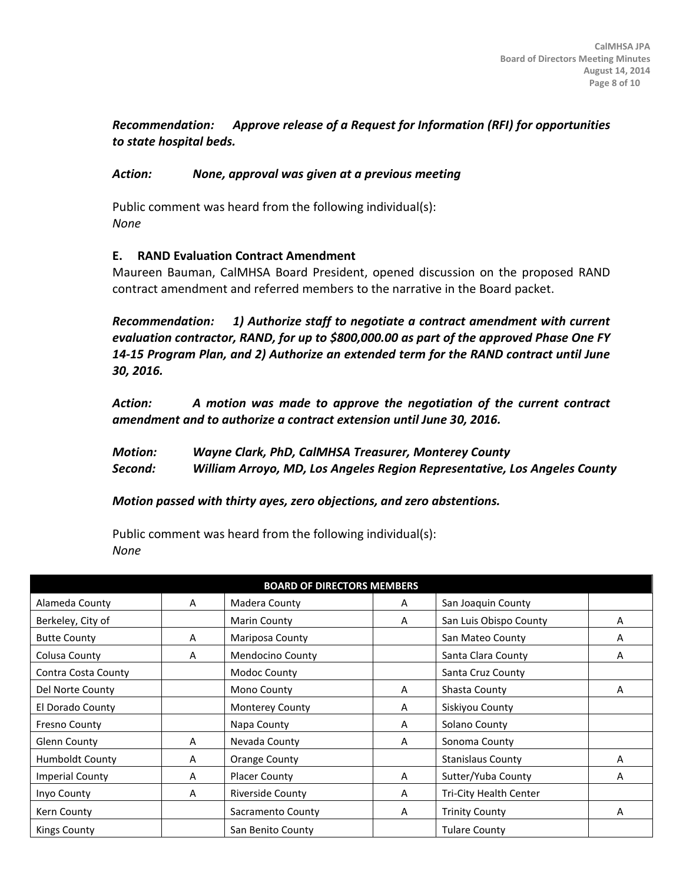***Recommendation:*** ***Approve release of a Request for Information (RFI) for opportunities to state hospital beds.***

***Action:*** ***None, approval was given at a previous meeting***

Public comment was heard from the following individual(s):
*None*

**E. RAND Evaluation Contract Amendment**

Maureen Bauman, CalMHSA Board President, opened discussion on the proposed RAND contract amendment and referred members to the narrative in the Board packet.

***Recommendation:*** ***1) Authorize staff to negotiate a contract amendment with current evaluation contractor, RAND, for up to $800,000.00 as part of the approved Phase One FY 14-15 Program Plan, and 2) Authorize an extended term for the RAND contract until June 30, 2016.***

***Action:*** ***A motion was made to approve the negotiation of the current contract amendment and to authorize a contract extension until June 30, 2016.***

***Motion:*** ***Wayne Clark, PhD, CalMHSA Treasurer, Monterey County***
***Second:*** ***William Arroyo, MD, Los Angeles Region Representative, Los Angeles County***

***Motion passed with thirty ayes, zero objections, and zero abstentions.***

Public comment was heard from the following individual(s):
*None*

| BOARD OF DIRECTORS MEMBERS | | | | | |
|---|---|---|---|---|---|
| Alameda County | A | Madera County | A | San Joaquin County | |
| Berkeley, City of | | Marin County | A | San Luis Obispo County | A |
| Butte County | A | Mariposa County | | San Mateo County | A |
| Colusa County | A | Mendocino County | | Santa Clara County | A |
| Contra Costa County | | Modoc County | | Santa Cruz County | |
| Del Norte County | | Mono County | A | Shasta County | A |
| El Dorado County | | Monterey County | A | Siskiyou County | |
| Fresno County | | Napa County | A | Solano County | |
| Glenn County | A | Nevada County | A | Sonoma County | |
| Humboldt County | A | Orange County | | Stanislaus County | A |
| Imperial County | A | Placer County | A | Sutter/Yuba County | A |
| Inyo County | A | Riverside County | A | Tri-City Health Center | |
| Kern County | | Sacramento County | A | Trinity County | A |
| Kings County | | San Benito County | | Tulare County | |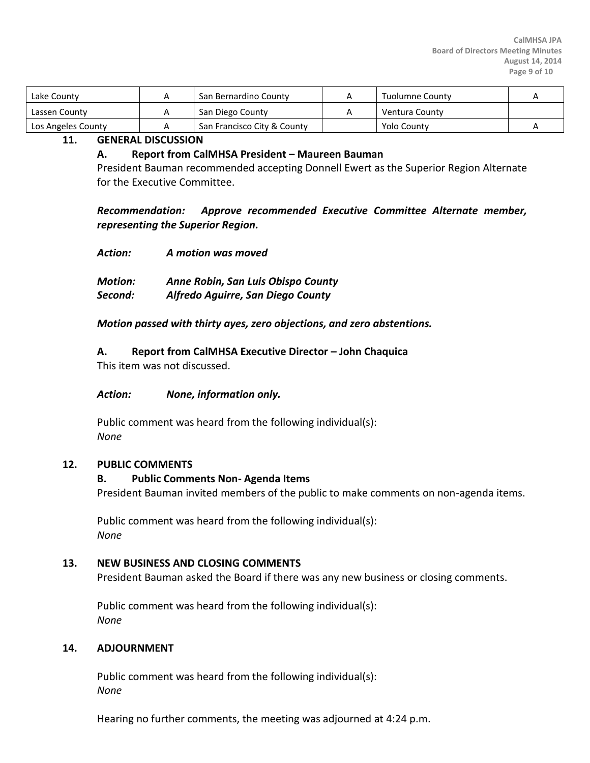| Lake County | A | San Bernardino County | A | Tuolumne County | A |
|---|---|---|---|---|---|
| Lassen County | A | San Diego County | A | Ventura County | |
| Los Angeles County | A | San Francisco City & County | | Yolo County | A |

## 11. GENERAL DISCUSSION

### A. Report from CalMHSA President – Maureen Bauman

President Bauman recommended accepting Donnell Ewert as the Superior Region Alternate for the Executive Committee.

***Recommendation:*** ***Approve recommended Executive Committee Alternate member, representing the Superior Region.***

***Action:*** ***A motion was moved***

***Motion:*** ***Anne Robin, San Luis Obispo County***
***Second:*** ***Alfredo Aguirre, San Diego County***

***Motion passed with thirty ayes, zero objections, and zero abstentions.***

### A. Report from CalMHSA Executive Director – John Chaquica

This item was not discussed.

***Action:*** ***None, information only.***

Public comment was heard from the following individual(s):
*None*

## 12. PUBLIC COMMENTS

### B. Public Comments Non- Agenda Items

President Bauman invited members of the public to make comments on non-agenda items.

Public comment was heard from the following individual(s):
*None*

## 13. NEW BUSINESS AND CLOSING COMMENTS

President Bauman asked the Board if there was any new business or closing comments.

Public comment was heard from the following individual(s):
*None*

## 14. ADJOURNMENT

Public comment was heard from the following individual(s):
*None*

Hearing no further comments, the meeting was adjourned at 4:24 p.m.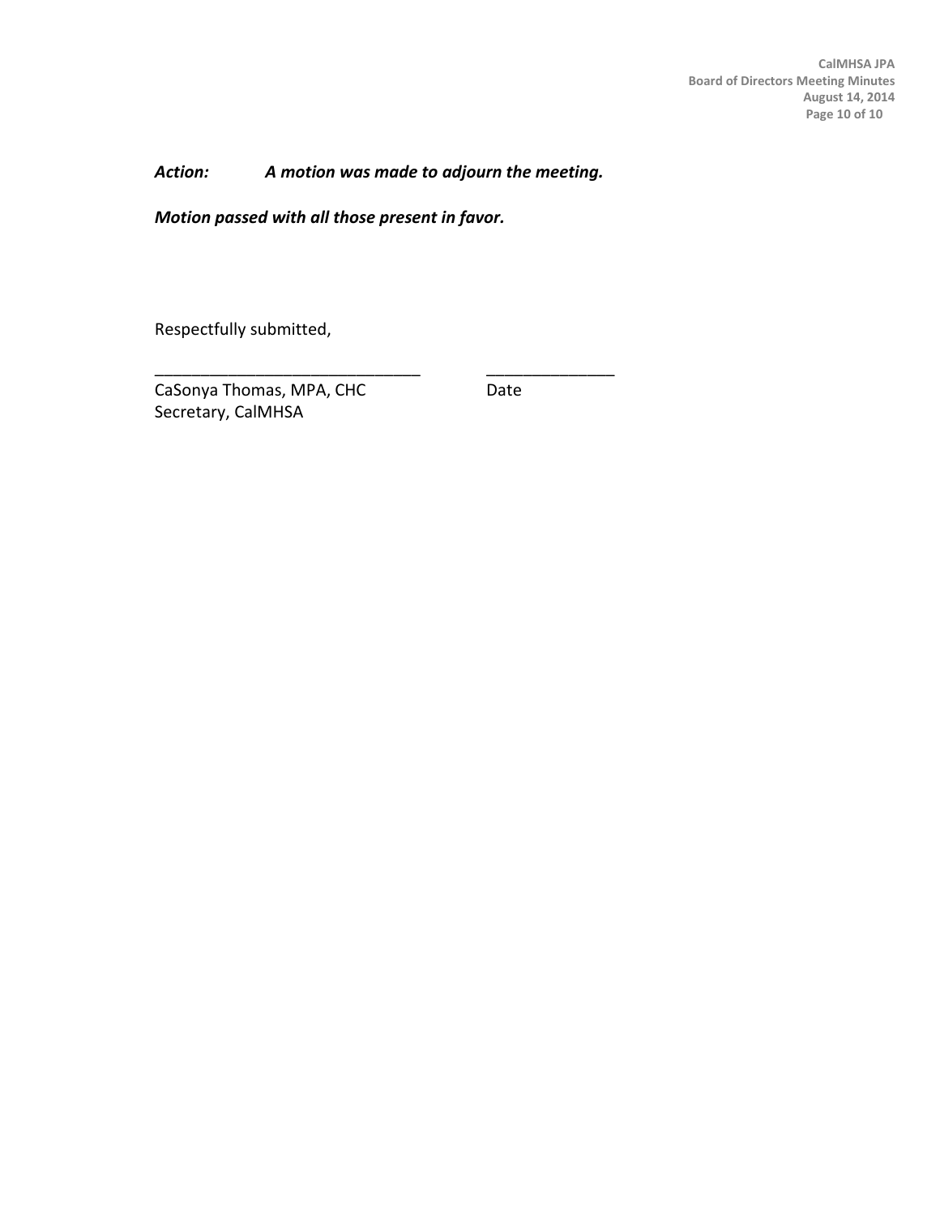***Action:*** ***A motion was made to adjourn the meeting.***

***Motion passed with all those present in favor.***

Respectfully submitted,

______________________________ ______________

CaSonya Thomas, MPA, CHC Date

Secretary, CalMHSA